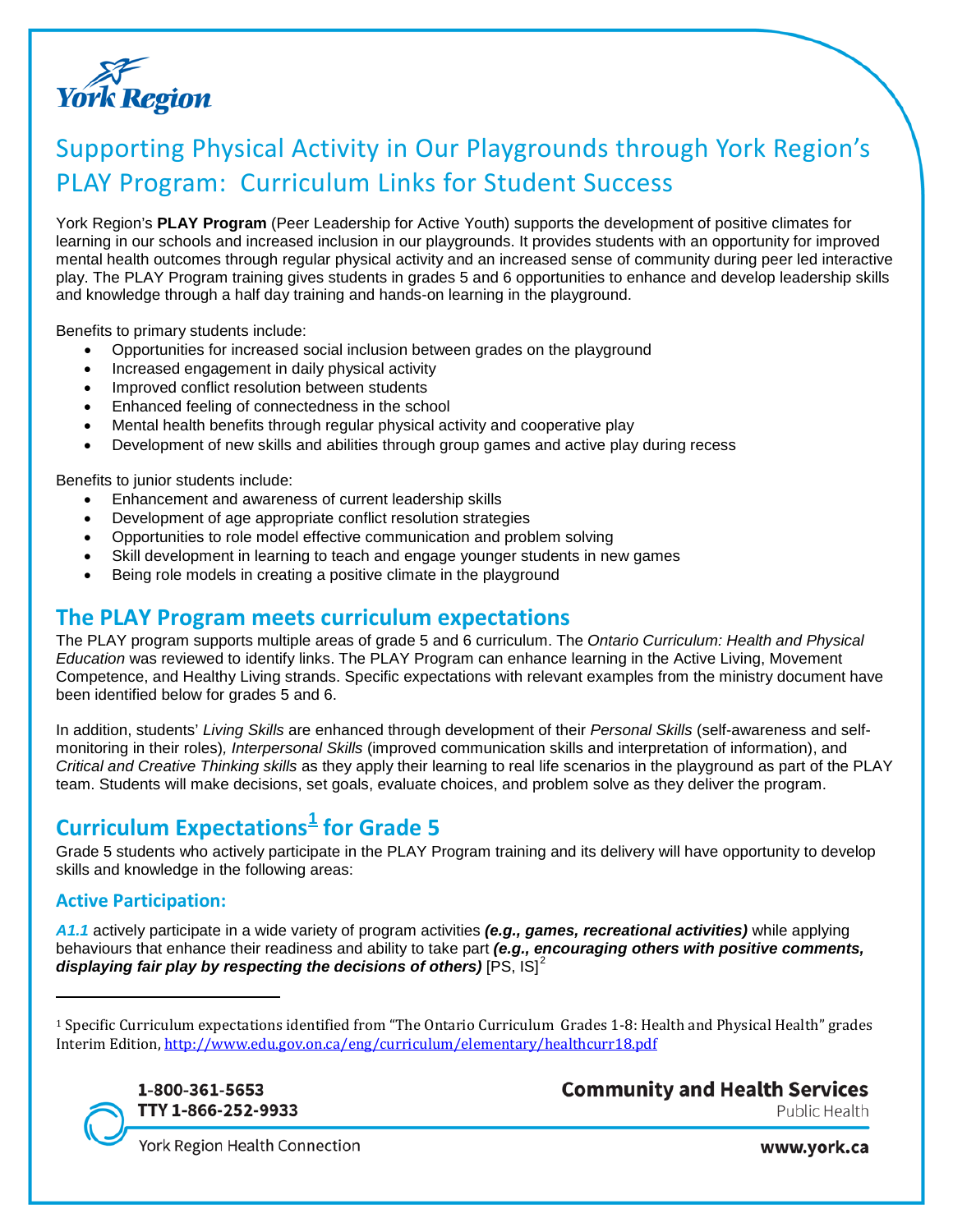# Supporting Physical Activity in Our Playgrounds through York Region's PLAY Program: Curriculum Links for Student Success

York Region's **PLAY Program** (Peer Leadership for Active Youth) supports the development of positive climates for learning in our schools and increased inclusion in our playgrounds. It provides students with an opportunity for improved mental health outcomes through regular physical activity and an increased sense of community during peer led interactive play. The PLAY Program training gives students in grades 5 and 6 opportunities to enhance and develop leadership skills and knowledge through a half day training and hands-on learning in the playground.

Benefits to primary students include:

- Opportunities for increased social inclusion between grades on the playground
- Increased engagement in daily physical activity
- Improved conflict resolution between students
- Enhanced feeling of connectedness in the school
- Mental health benefits through regular physical activity and cooperative play
- Development of new skills and abilities through group games and active play during recess

Benefits to junior students include:

- Enhancement and awareness of current leadership skills
- Development of age appropriate conflict resolution strategies
- Opportunities to role model effective communication and problem solving
- Skill development in learning to teach and engage younger students in new games
- Being role models in creating a positive climate in the playground

## The PLAY Program meets curriculum expectations

The PLAY program supports multiple areas of grade 5 and 6 curriculum. The *Ontario Curriculum: Health and Physical Education* was reviewed to identify links. The PLAY Program can enhance learning in the Active Living, Movement Competence, and Healthy Living strands. Specific expectations with relevant examples from the ministry document have been identified below for grades 5 and 6.

In addition, students' *Living Skills* are enhanced through development of their *Personal Skills* (self-awareness and self-monitoring in their roles), *Interpersonal Skills* (improved communication skills and interpretation of information), and *Critical and Creative Thinking skills* as they apply their learning to real life scenarios in the playground as part of the PLAY team. Students will make decisions, set goals, evaluate choices, and problem solve as they deliver the program.

## Curriculum Expectations[1] for Grade 5

Grade 5 students who actively participate in the PLAY Program training and its delivery will have opportunity to develop skills and knowledge in the following areas:

### Active Participation:

***A1.1*** actively participate in a wide variety of program activities ***(e.g., games, recreational activities)*** while applying behaviours that enhance their readiness and ability to take part ***(e.g., encouraging others with positive comments, displaying fair play by respecting the decisions of others)*** [PS, IS][2]

---

[1] Specific Curriculum expectations identified from "The Ontario Curriculum Grades 1-8: Health and Physical Health" grades Interim Edition, http://www.edu.gov.on.ca/eng/curriculum/elementary/healthcurr18.pdf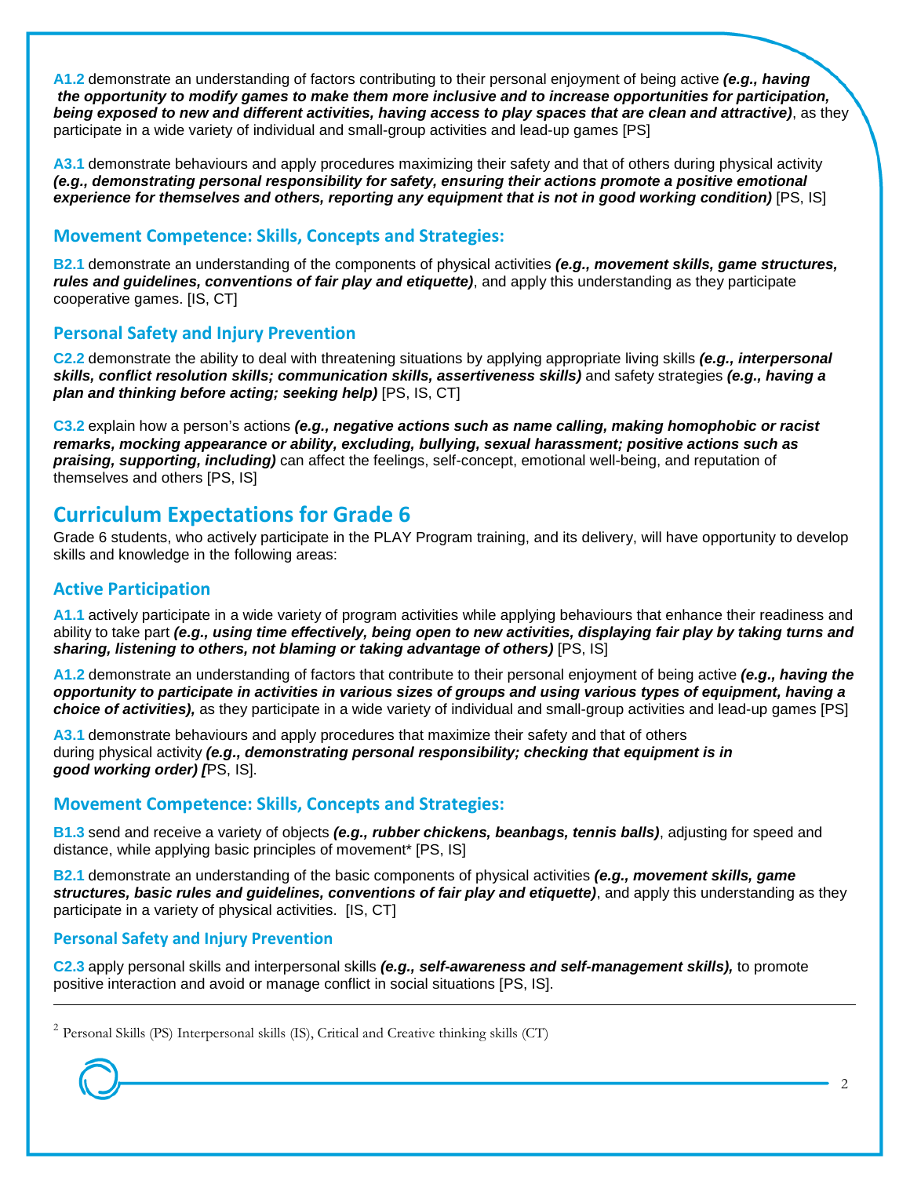**A1.2** demonstrate an understanding of factors contributing to their personal enjoyment of being active ***(e.g., having the opportunity to modify games to make them more inclusive and to increase opportunities for participation, being exposed to new and different activities, having access to play spaces that are clean and attractive)***, as they participate in a wide variety of individual and small-group activities and lead-up games [PS]

**A3.1** demonstrate behaviours and apply procedures maximizing their safety and that of others during physical activity ***(e.g., demonstrating personal responsibility for safety, ensuring their actions promote a positive emotional experience for themselves and others, reporting any equipment that is not in good working condition)*** [PS, IS]

### Movement Competence: Skills, Concepts and Strategies:

**B2.1** demonstrate an understanding of the components of physical activities ***(e.g., movement skills, game structures, rules and guidelines, conventions of fair play and etiquette)***, and apply this understanding as they participate cooperative games. [IS, CT]

### Personal Safety and Injury Prevention

**C2.2** demonstrate the ability to deal with threatening situations by applying appropriate living skills ***(e.g., interpersonal skills, conflict resolution skills; communication skills, assertiveness skills)*** and safety strategies ***(e.g., having a plan and thinking before acting; seeking help)*** [PS, IS, CT]

**C3.2** explain how a person's actions ***(e.g., negative actions such as name calling, making homophobic or racist remarks, mocking appearance or ability, excluding, bullying, sexual harassment; positive actions such as praising, supporting, including)*** can affect the feelings, self-concept, emotional well-being, and reputation of themselves and others [PS, IS]

## Curriculum Expectations for Grade 6

Grade 6 students, who actively participate in the PLAY Program training, and its delivery, will have opportunity to develop skills and knowledge in the following areas:

### Active Participation

**A1.1** actively participate in a wide variety of program activities while applying behaviours that enhance their readiness and ability to take part ***(e.g., using time effectively, being open to new activities, displaying fair play by taking turns and sharing, listening to others, not blaming or taking advantage of others)*** [PS, IS]

**A1.2** demonstrate an understanding of factors that contribute to their personal enjoyment of being active ***(e.g., having the opportunity to participate in activities in various sizes of groups and using various types of equipment, having a choice of activities),*** as they participate in a wide variety of individual and small-group activities and lead-up games [PS]

**A3.1** demonstrate behaviours and apply procedures that maximize their safety and that of others during physical activity ***(e.g., demonstrating personal responsibility; checking that equipment is in good working order) [***PS, IS].

### Movement Competence: Skills, Concepts and Strategies:

**B1.3** send and receive a variety of objects ***(e.g., rubber chickens, beanbags, tennis balls)***, adjusting for speed and distance, while applying basic principles of movement* [PS, IS]

**B2.1** demonstrate an understanding of the basic components of physical activities ***(e.g., movement skills, game structures, basic rules and guidelines, conventions of fair play and etiquette)***, and apply this understanding as they participate in a variety of physical activities. [IS, CT]

### Personal Safety and Injury Prevention

**C2.3** apply personal skills and interpersonal skills ***(e.g., self-awareness and self-management skills),*** to promote positive interaction and avoid or manage conflict in social situations [PS, IS].

---

[2] Personal Skills (PS) Interpersonal skills (IS), Critical and Creative thinking skills (CT)